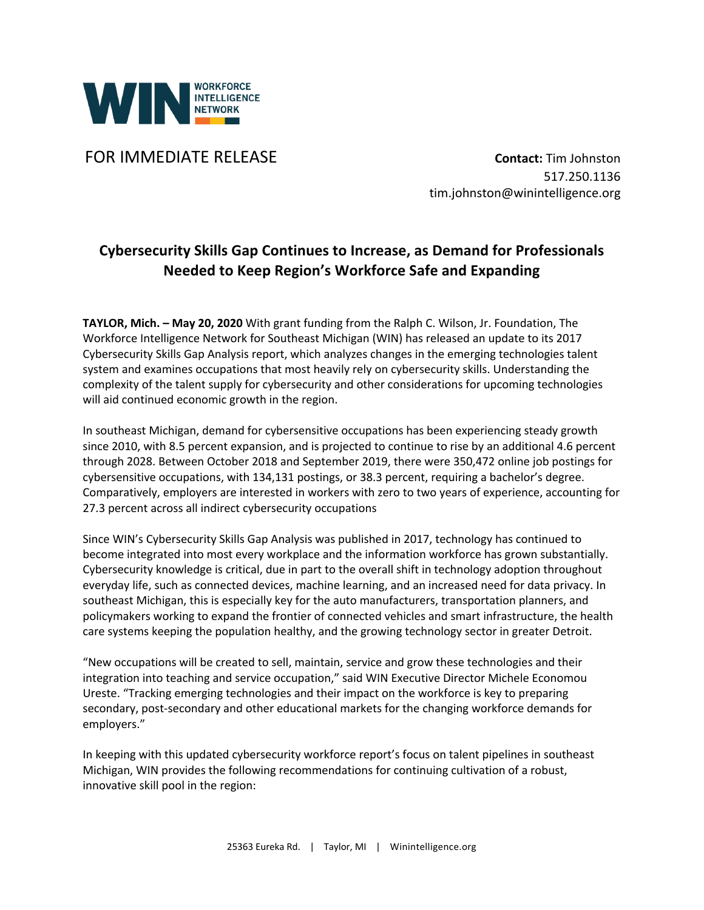WIN WORKFORCE INTELLIGENCE NETWORK

FOR IMMEDIATE RELEASE

**Contact:** Tim Johnston
517.250.1136
tim.johnston@winintelligence.org

# Cybersecurity Skills Gap Continues to Increase, as Demand for Professionals Needed to Keep Region's Workforce Safe and Expanding

**TAYLOR, Mich. – May 20, 2020** With grant funding from the Ralph C. Wilson, Jr. Foundation, The Workforce Intelligence Network for Southeast Michigan (WIN) has released an update to its 2017 Cybersecurity Skills Gap Analysis report, which analyzes changes in the emerging technologies talent system and examines occupations that most heavily rely on cybersecurity skills. Understanding the complexity of the talent supply for cybersecurity and other considerations for upcoming technologies will aid continued economic growth in the region.

In southeast Michigan, demand for cybersensitive occupations has been experiencing steady growth since 2010, with 8.5 percent expansion, and is projected to continue to rise by an additional 4.6 percent through 2028. Between October 2018 and September 2019, there were 350,472 online job postings for cybersensitive occupations, with 134,131 postings, or 38.3 percent, requiring a bachelor's degree. Comparatively, employers are interested in workers with zero to two years of experience, accounting for 27.3 percent across all indirect cybersecurity occupations

Since WIN's Cybersecurity Skills Gap Analysis was published in 2017, technology has continued to become integrated into most every workplace and the information workforce has grown substantially. Cybersecurity knowledge is critical, due in part to the overall shift in technology adoption throughout everyday life, such as connected devices, machine learning, and an increased need for data privacy. In southeast Michigan, this is especially key for the auto manufacturers, transportation planners, and policymakers working to expand the frontier of connected vehicles and smart infrastructure, the health care systems keeping the population healthy, and the growing technology sector in greater Detroit.

"New occupations will be created to sell, maintain, service and grow these technologies and their integration into teaching and service occupation," said WIN Executive Director Michele Economou Ureste. "Tracking emerging technologies and their impact on the workforce is key to preparing secondary, post-secondary and other educational markets for the changing workforce demands for employers."

In keeping with this updated cybersecurity workforce report's focus on talent pipelines in southeast Michigan, WIN provides the following recommendations for continuing cultivation of a robust, innovative skill pool in the region: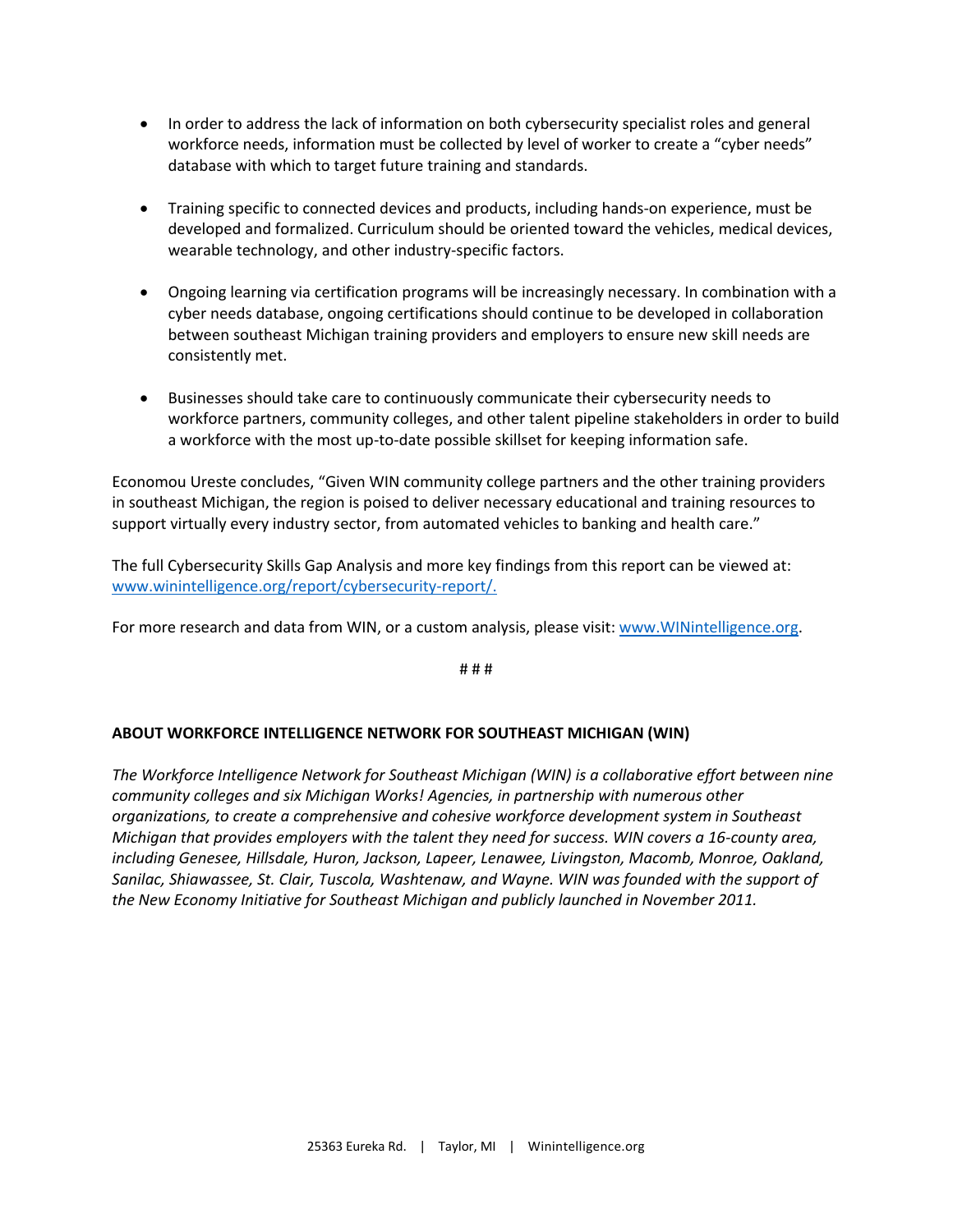- In order to address the lack of information on both cybersecurity specialist roles and general workforce needs, information must be collected by level of worker to create a "cyber needs" database with which to target future training and standards.

- Training specific to connected devices and products, including hands-on experience, must be developed and formalized. Curriculum should be oriented toward the vehicles, medical devices, wearable technology, and other industry-specific factors.

- Ongoing learning via certification programs will be increasingly necessary. In combination with a cyber needs database, ongoing certifications should continue to be developed in collaboration between southeast Michigan training providers and employers to ensure new skill needs are consistently met.

- Businesses should take care to continuously communicate their cybersecurity needs to workforce partners, community colleges, and other talent pipeline stakeholders in order to build a workforce with the most up-to-date possible skillset for keeping information safe.

Economou Ureste concludes, "Given WIN community college partners and the other training providers in southeast Michigan, the region is poised to deliver necessary educational and training resources to support virtually every industry sector, from automated vehicles to banking and health care."

The full Cybersecurity Skills Gap Analysis and more key findings from this report can be viewed at: [www.winintelligence.org/report/cybersecurity-report/.](www.winintelligence.org/report/cybersecurity-report/)

For more research and data from WIN, or a custom analysis, please visit: [www.WINintelligence.org](www.WINintelligence.org).

# # #

**ABOUT WORKFORCE INTELLIGENCE NETWORK FOR SOUTHEAST MICHIGAN (WIN)**

*The Workforce Intelligence Network for Southeast Michigan (WIN) is a collaborative effort between nine community colleges and six Michigan Works! Agencies, in partnership with numerous other organizations, to create a comprehensive and cohesive workforce development system in Southeast Michigan that provides employers with the talent they need for success. WIN covers a 16-county area, including Genesee, Hillsdale, Huron, Jackson, Lapeer, Lenawee, Livingston, Macomb, Monroe, Oakland, Sanilac, Shiawassee, St. Clair, Tuscola, Washtenaw, and Wayne. WIN was founded with the support of the New Economy Initiative for Southeast Michigan and publicly launched in November 2011.*